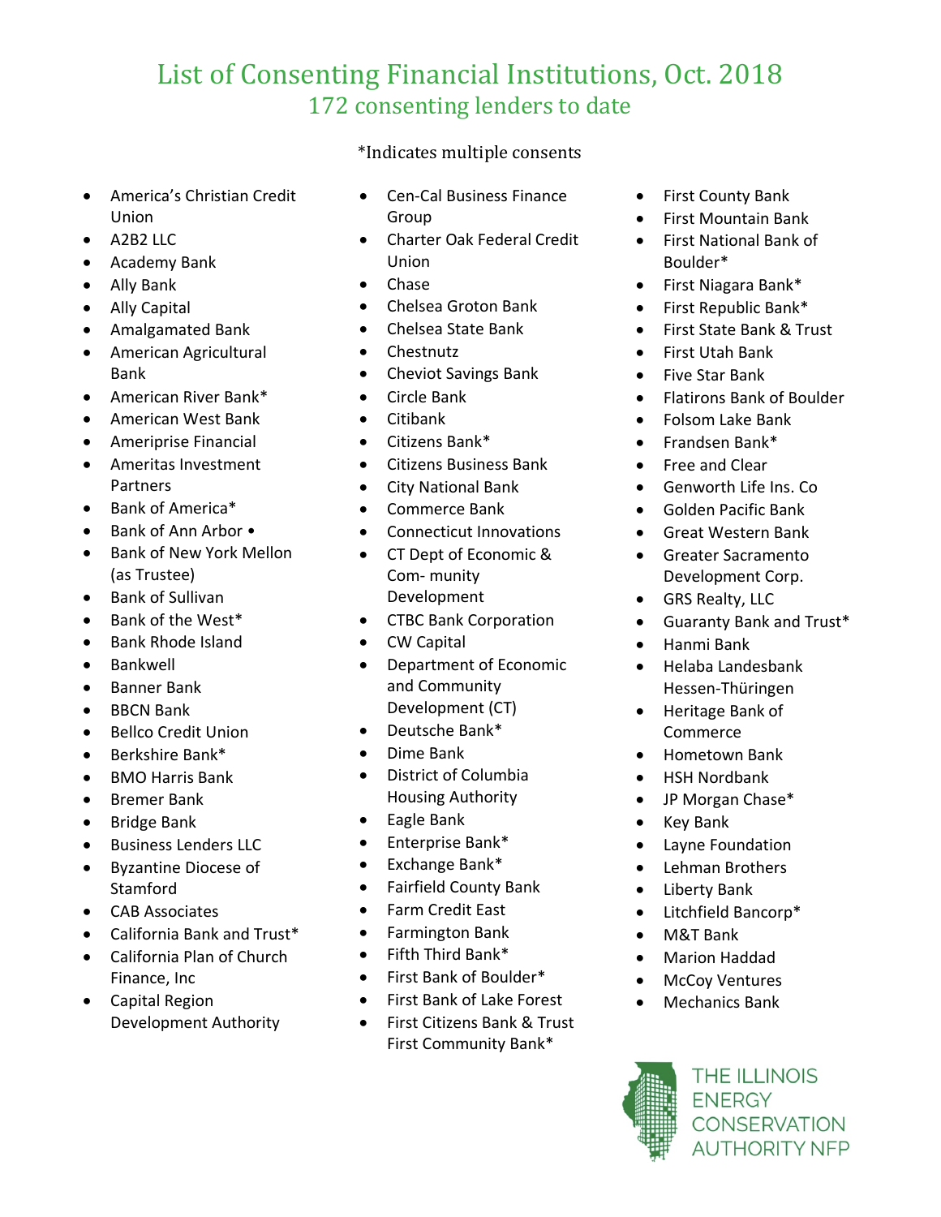# List of Consenting Financial Institutions, Oct. 2018

## 172 consenting lenders to date

*Indicates multiple consents

- America's Christian Credit Union
- A2B2 LLC
- Academy Bank
- Ally Bank
- Ally Capital
- Amalgamated Bank
- American Agricultural Bank
- American River Bank*
- American West Bank
- Ameriprise Financial
- Ameritas Investment Partners
- Bank of America*
- Bank of Ann Arbor •
- Bank of New York Mellon (as Trustee)
- Bank of Sullivan
- Bank of the West*
- Bank Rhode Island
- Bankwell
- Banner Bank
- BBCN Bank
- Bellco Credit Union
- Berkshire Bank*
- BMO Harris Bank
- Bremer Bank
- Bridge Bank
- Business Lenders LLC
- Byzantine Diocese of Stamford
- CAB Associates
- California Bank and Trust*
- California Plan of Church Finance, Inc
- Capital Region Development Authority
- Cen-Cal Business Finance Group
- Charter Oak Federal Credit Union
- Chase
- Chelsea Groton Bank
- Chelsea State Bank
- Chestnutz
- Cheviot Savings Bank
- Circle Bank
- Citibank
- Citizens Bank*
- Citizens Business Bank
- City National Bank
- Commerce Bank
- Connecticut Innovations
- CT Dept of Economic & Com- munity Development
- CTBC Bank Corporation
- CW Capital
- Department of Economic and Community Development (CT)
- Deutsche Bank*
- Dime Bank
- District of Columbia Housing Authority
- Eagle Bank
- Enterprise Bank*
- Exchange Bank*
- Fairfield County Bank
- Farm Credit East
- Farmington Bank
- Fifth Third Bank*
- First Bank of Boulder*
- First Bank of Lake Forest
- First Citizens Bank & Trust First Community Bank*
- First County Bank
- First Mountain Bank
- First National Bank of Boulder*
- First Niagara Bank*
- First Republic Bank*
- First State Bank & Trust
- First Utah Bank
- Five Star Bank
- Flatirons Bank of Boulder
- Folsom Lake Bank
- Frandsen Bank*
- Free and Clear
- Genworth Life Ins. Co
- Golden Pacific Bank
- Great Western Bank
- Greater Sacramento Development Corp.
- GRS Realty, LLC
- Guaranty Bank and Trust*
- Hanmi Bank
- Helaba Landesbank Hessen-Thüringen
- Heritage Bank of Commerce
- Hometown Bank
- HSH Nordbank
- JP Morgan Chase*
- Key Bank
- Layne Foundation
- Lehman Brothers
- Liberty Bank
- Litchfield Bancorp*
- M&T Bank
- Marion Haddad
- McCoy Ventures
- Mechanics Bank

THE ILLINOIS ENERGY CONSERVATION AUTHORITY NFP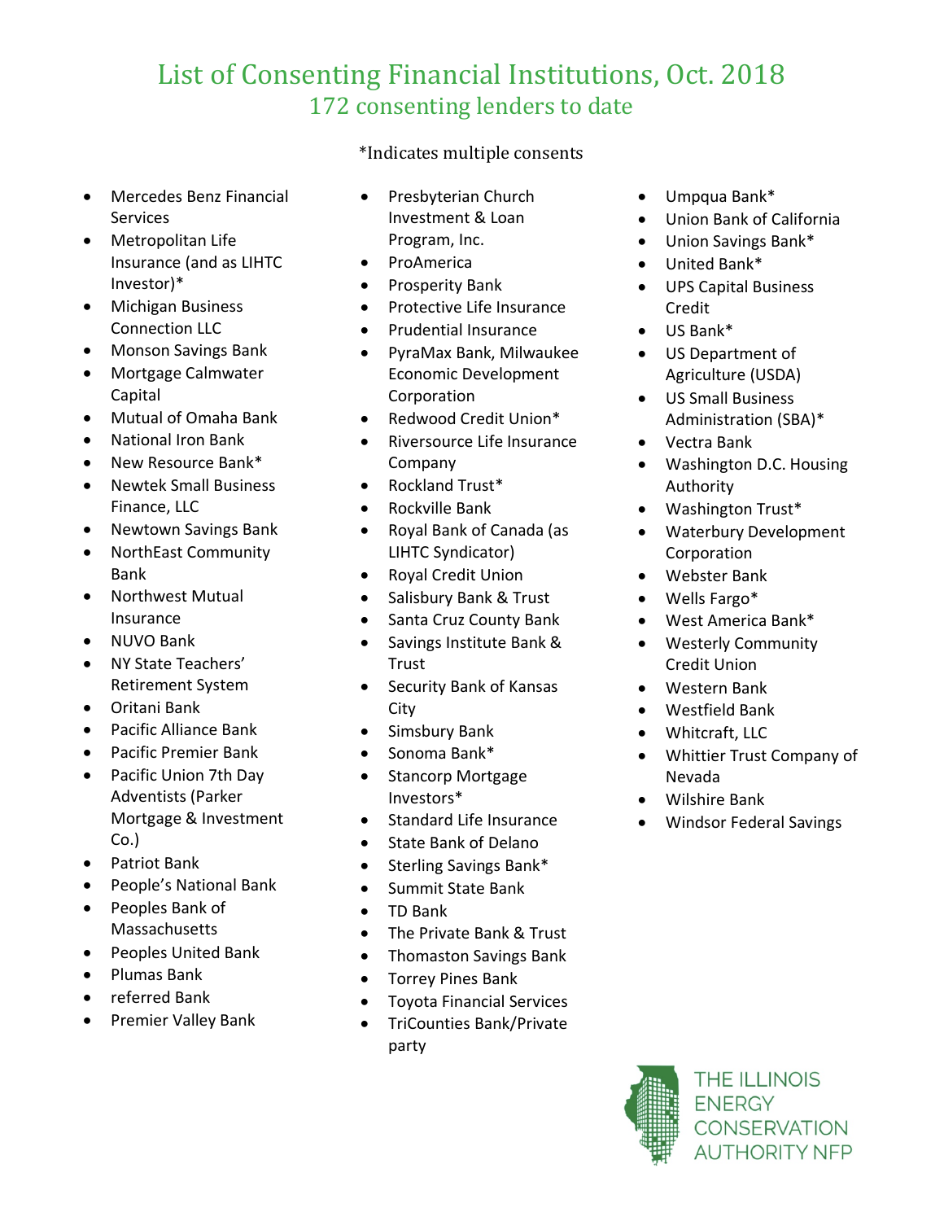# List of Consenting Financial Institutions, Oct. 2018

## 172 consenting lenders to date

*Indicates multiple consents

- Mercedes Benz Financial Services
- Metropolitan Life Insurance (and as LIHTC Investor)*
- Michigan Business Connection LLC
- Monson Savings Bank
- Mortgage Calmwater Capital
- Mutual of Omaha Bank
- National Iron Bank
- New Resource Bank*
- Newtek Small Business Finance, LLC
- Newtown Savings Bank
- NorthEast Community Bank
- Northwest Mutual Insurance
- NUVO Bank
- NY State Teachers' Retirement System
- Oritani Bank
- Pacific Alliance Bank
- Pacific Premier Bank
- Pacific Union 7th Day Adventists (Parker Mortgage & Investment Co.)
- Patriot Bank
- People's National Bank
- Peoples Bank of Massachusetts
- Peoples United Bank
- Plumas Bank
- referred Bank
- Premier Valley Bank
- Presbyterian Church Investment & Loan Program, Inc.
- ProAmerica
- Prosperity Bank
- Protective Life Insurance
- Prudential Insurance
- PyraMax Bank, Milwaukee Economic Development Corporation
- Redwood Credit Union*
- Riversource Life Insurance Company
- Rockland Trust*
- Rockville Bank
- Royal Bank of Canada (as LIHTC Syndicator)
- Royal Credit Union
- Salisbury Bank & Trust
- Santa Cruz County Bank
- Savings Institute Bank & Trust
- Security Bank of Kansas City
- Simsbury Bank
- Sonoma Bank*
- Stancorp Mortgage Investors*
- Standard Life Insurance
- State Bank of Delano
- Sterling Savings Bank*
- Summit State Bank
- TD Bank
- The Private Bank & Trust
- Thomaston Savings Bank
- Torrey Pines Bank
- Toyota Financial Services
- TriCounties Bank/Private party
- Umpqua Bank*
- Union Bank of California
- Union Savings Bank*
- United Bank*
- UPS Capital Business Credit
- US Bank*
- US Department of Agriculture (USDA)
- US Small Business Administration (SBA)*
- Vectra Bank
- Washington D.C. Housing Authority
- Washington Trust*
- Waterbury Development Corporation
- Webster Bank
- Wells Fargo*
- West America Bank*
- Westerly Community Credit Union
- Western Bank
- Westfield Bank
- Whitcraft, LLC
- Whittier Trust Company of Nevada
- Wilshire Bank
- Windsor Federal Savings

THE ILLINOIS ENERGY CONSERVATION AUTHORITY NFP